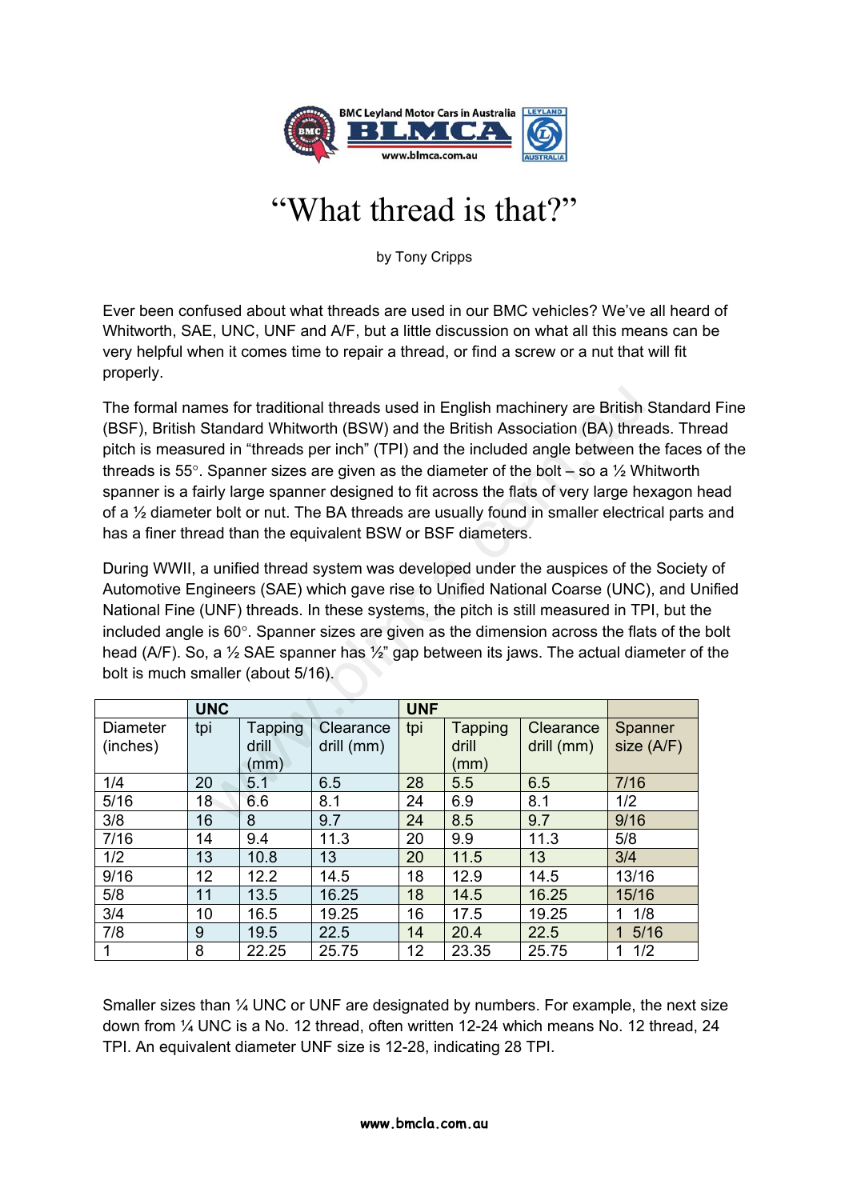# "What thread is that?"

by Tony Cripps

Ever been confused about what threads are used in our BMC vehicles? We've all heard of Whitworth, SAE, UNC, UNF and A/F, but a little discussion on what all this means can be very helpful when it comes time to repair a thread, or find a screw or a nut that will fit properly.

The formal names for traditional threads used in English machinery are British Standard Fine (BSF), British Standard Whitworth (BSW) and the British Association (BA) threads. Thread pitch is measured in "threads per inch" (TPI) and the included angle between the faces of the threads is 55°. Spanner sizes are given as the diameter of the bolt – so a ½ Whitworth spanner is a fairly large spanner designed to fit across the flats of very large hexagon head of a ½ diameter bolt or nut. The BA threads are usually found in smaller electrical parts and has a finer thread than the equivalent BSW or BSF diameters.

During WWII, a unified thread system was developed under the auspices of the Society of Automotive Engineers (SAE) which gave rise to Unified National Coarse (UNC), and Unified National Fine (UNF) threads. In these systems, the pitch is still measured in TPI, but the included angle is 60°. Spanner sizes are given as the dimension across the flats of the bolt head (A/F). So, a ½ SAE spanner has ½" gap between its jaws. The actual diameter of the bolt is much smaller (about 5/16).

| | **UNC** | | | **UNF** | | | |
|---|---|---|---|---|---|---|---|
| Diameter (inches) | tpi | Tapping drill (mm) | Clearance drill (mm) | tpi | Tapping drill (mm) | Clearance drill (mm) | Spanner size (A/F) |
| 1/4 | 20 | 5.1 | 6.5 | 28 | 5.5 | 6.5 | 7/16 |
| 5/16 | 18 | 6.6 | 8.1 | 24 | 6.9 | 8.1 | 1/2 |
| 3/8 | 16 | 8 | 9.7 | 24 | 8.5 | 9.7 | 9/16 |
| 7/16 | 14 | 9.4 | 11.3 | 20 | 9.9 | 11.3 | 5/8 |
| 1/2 | 13 | 10.8 | 13 | 20 | 11.5 | 13 | 3/4 |
| 9/16 | 12 | 12.2 | 14.5 | 18 | 12.9 | 14.5 | 13/16 |
| 5/8 | 11 | 13.5 | 16.25 | 18 | 14.5 | 16.25 | 15/16 |
| 3/4 | 10 | 16.5 | 19.25 | 16 | 17.5 | 19.25 | 1 1/8 |
| 7/8 | 9 | 19.5 | 22.5 | 14 | 20.4 | 22.5 | 1 5/16 |
| 1 | 8 | 22.25 | 25.75 | 12 | 23.35 | 25.75 | 1 1/2 |

Smaller sizes than ¼ UNC or UNF are designated by numbers. For example, the next size down from ¼ UNC is a No. 12 thread, often written 12-24 which means No. 12 thread, 24 TPI. An equivalent diameter UNF size is 12-28, indicating 28 TPI.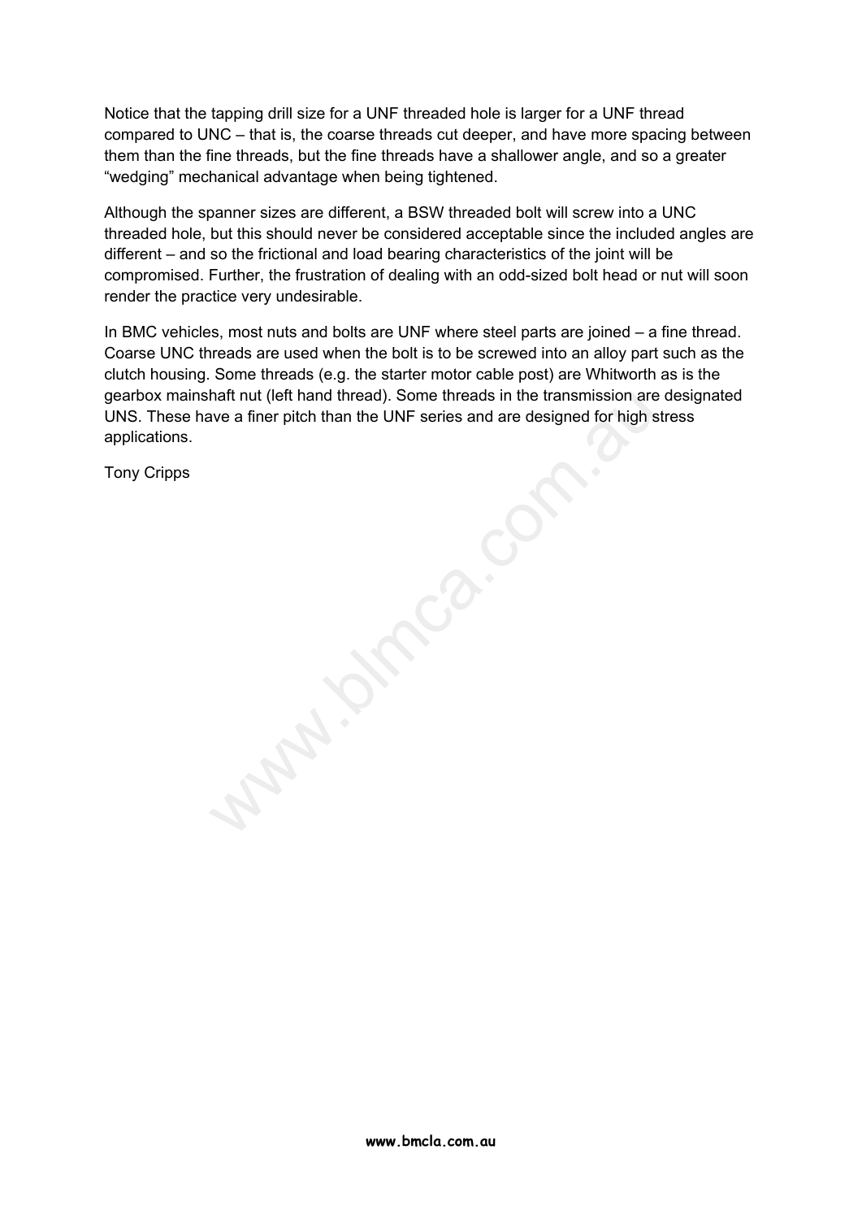Notice that the tapping drill size for a UNF threaded hole is larger for a UNF thread compared to UNC – that is, the coarse threads cut deeper, and have more spacing between them than the fine threads, but the fine threads have a shallower angle, and so a greater "wedging" mechanical advantage when being tightened.

Although the spanner sizes are different, a BSW threaded bolt will screw into a UNC threaded hole, but this should never be considered acceptable since the included angles are different – and so the frictional and load bearing characteristics of the joint will be compromised. Further, the frustration of dealing with an odd-sized bolt head or nut will soon render the practice very undesirable.

In BMC vehicles, most nuts and bolts are UNF where steel parts are joined – a fine thread. Coarse UNC threads are used when the bolt is to be screwed into an alloy part such as the clutch housing. Some threads (e.g. the starter motor cable post) are Whitworth as is the gearbox mainshaft nut (left hand thread). Some threads in the transmission are designated UNS. These have a finer pitch than the UNF series and are designed for high stress applications.

Tony Cripps